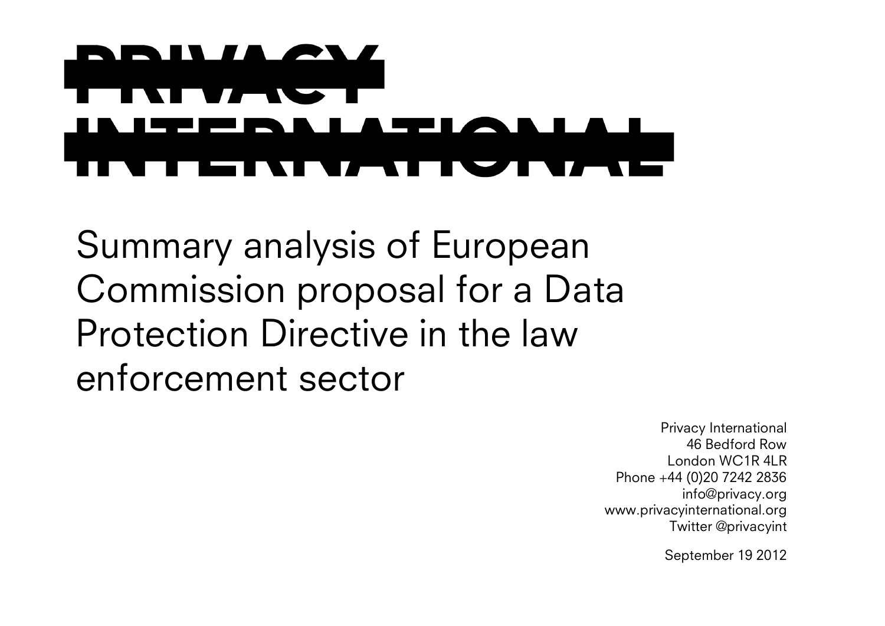# PRIVACY INTERNATIONAL

# Summary analysis of European Commission proposal for a Data Protection Directive in the law enforcement sector

Privacy International
46 Bedford Row
London WC1R 4LR
Phone +44 (0)20 7242 2836
info@privacy.org
www.privacyinternational.org
Twitter @privacyint

September 19 2012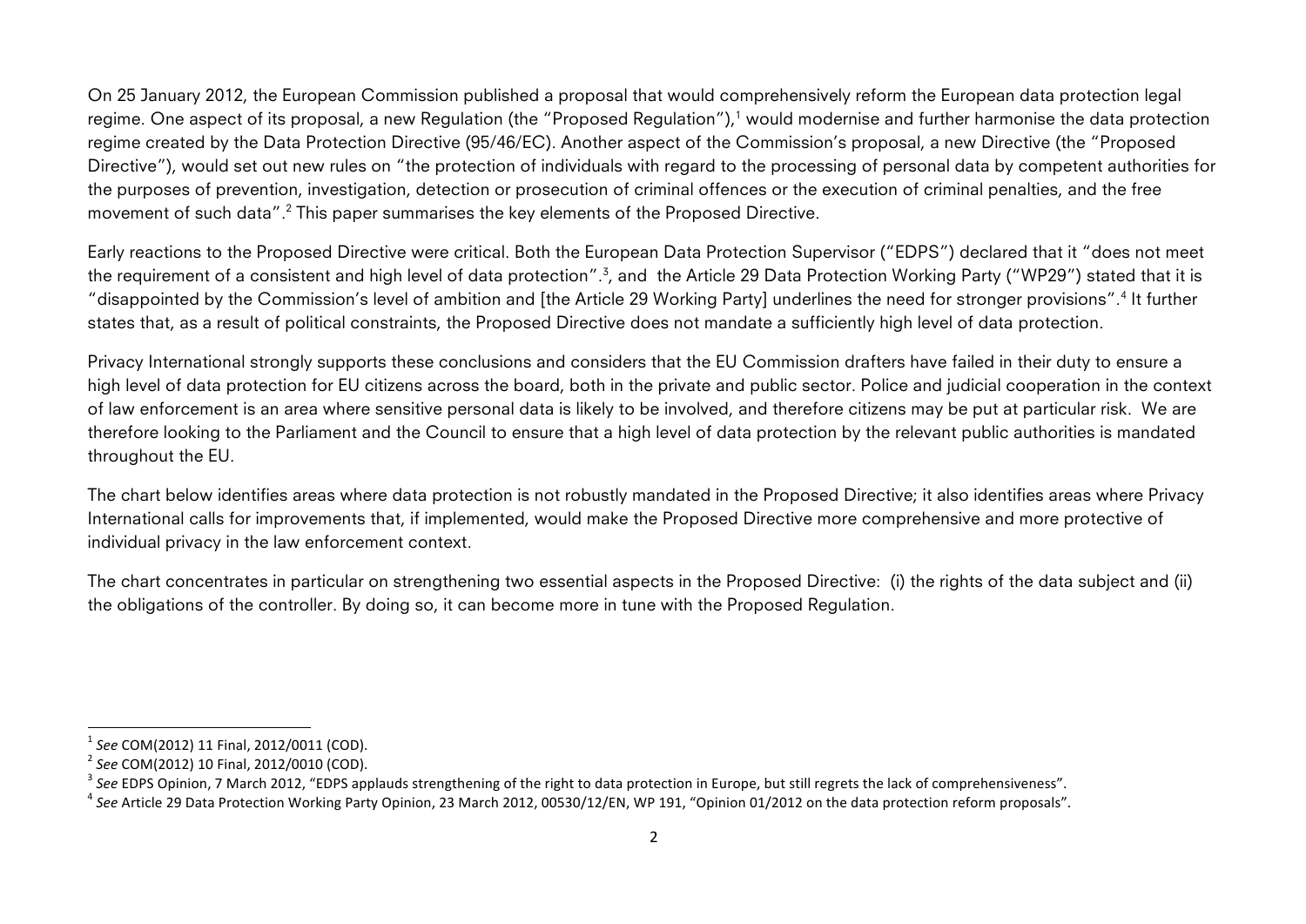On 25 January 2012, the European Commission published a proposal that would comprehensively reform the European data protection legal regime. One aspect of its proposal, a new Regulation (the "Proposed Regulation"),[1] would modernise and further harmonise the data protection regime created by the Data Protection Directive (95/46/EC). Another aspect of the Commission's proposal, a new Directive (the "Proposed Directive"), would set out new rules on "the protection of individuals with regard to the processing of personal data by competent authorities for the purposes of prevention, investigation, detection or prosecution of criminal offences or the execution of criminal penalties, and the free movement of such data".[2] This paper summarises the key elements of the Proposed Directive.

Early reactions to the Proposed Directive were critical. Both the European Data Protection Supervisor ("EDPS") declared that it "does not meet the requirement of a consistent and high level of data protection".[3], and the Article 29 Data Protection Working Party ("WP29") stated that it is "disappointed by the Commission's level of ambition and [the Article 29 Working Party] underlines the need for stronger provisions".[4] It further states that, as a result of political constraints, the Proposed Directive does not mandate a sufficiently high level of data protection.

Privacy International strongly supports these conclusions and considers that the EU Commission drafters have failed in their duty to ensure a high level of data protection for EU citizens across the board, both in the private and public sector. Police and judicial cooperation in the context of law enforcement is an area where sensitive personal data is likely to be involved, and therefore citizens may be put at particular risk. We are therefore looking to the Parliament and the Council to ensure that a high level of data protection by the relevant public authorities is mandated throughout the EU.

The chart below identifies areas where data protection is not robustly mandated in the Proposed Directive; it also identifies areas where Privacy International calls for improvements that, if implemented, would make the Proposed Directive more comprehensive and more protective of individual privacy in the law enforcement context.

The chart concentrates in particular on strengthening two essential aspects in the Proposed Directive: (i) the rights of the data subject and (ii) the obligations of the controller. By doing so, it can become more in tune with the Proposed Regulation.

---

[1] *See* COM(2012) 11 Final, 2012/0011 (COD).

[2] *See* COM(2012) 10 Final, 2012/0010 (COD).

[3] *See* EDPS Opinion, 7 March 2012, "EDPS applauds strengthening of the right to data protection in Europe, but still regrets the lack of comprehensiveness".

[4] *See* Article 29 Data Protection Working Party Opinion, 23 March 2012, 00530/12/EN, WP 191, "Opinion 01/2012 on the data protection reform proposals".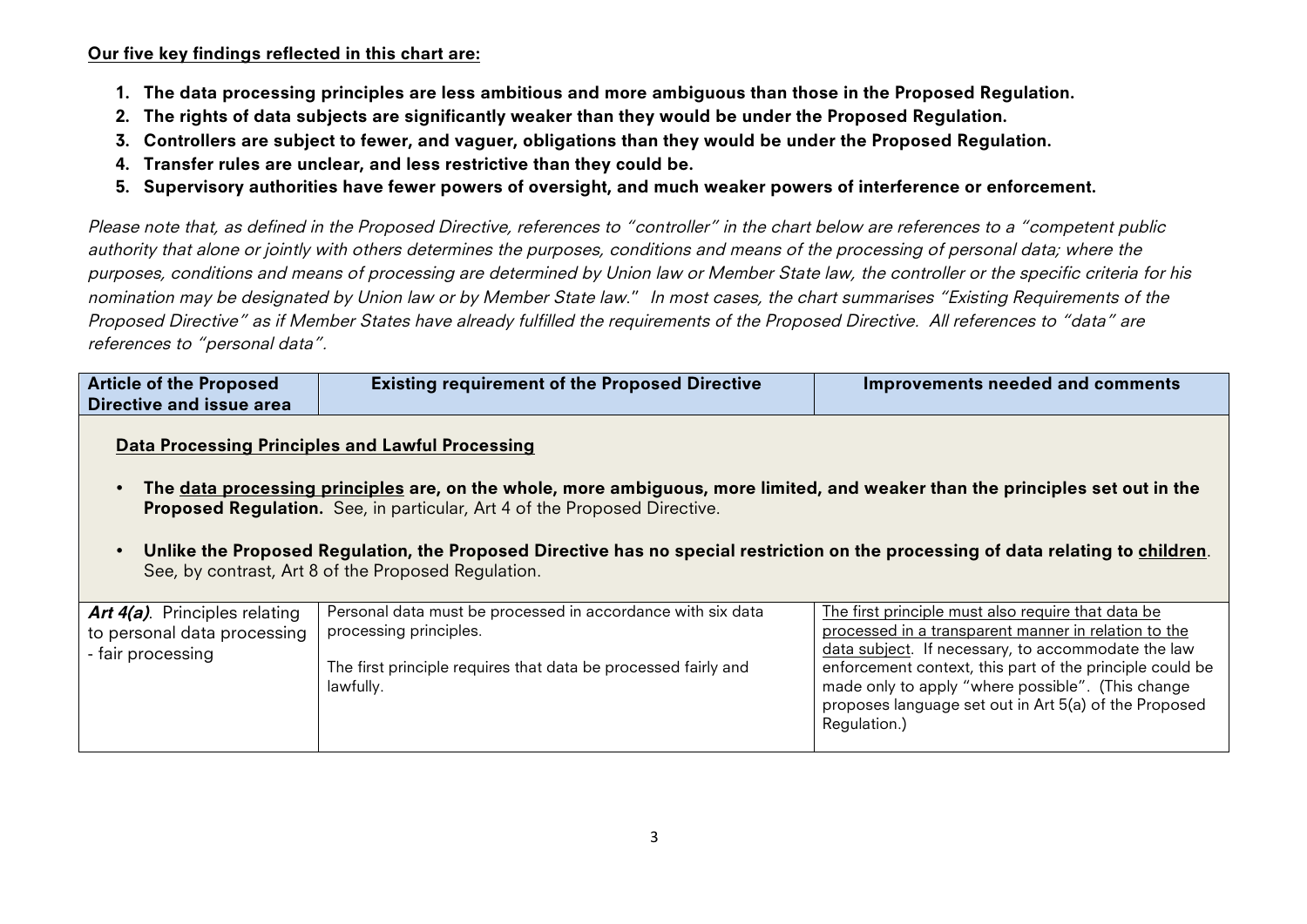**Our five key findings reflected in this chart are:**

1. **The data processing principles are less ambitious and more ambiguous than those in the Proposed Regulation.**
2. **The rights of data subjects are significantly weaker than they would be under the Proposed Regulation.**
3. **Controllers are subject to fewer, and vaguer, obligations than they would be under the Proposed Regulation.**
4. **Transfer rules are unclear, and less restrictive than they could be.**
5. **Supervisory authorities have fewer powers of oversight, and much weaker powers of interference or enforcement.**

*Please note that, as defined in the Proposed Directive, references to "controller" in the chart below are references to a "competent public authority that alone or jointly with others determines the purposes, conditions and means of the processing of personal data; where the purposes, conditions and means of processing are determined by Union law or Member State law, the controller or the specific criteria for his nomination may be designated by Union law or by Member State law." In most cases, the chart summarises "Existing Requirements of the Proposed Directive" as if Member States have already fulfilled the requirements of the Proposed Directive. All references to "data" are references to "personal data".*

| Article of the Proposed Directive and issue area | Existing requirement of the Proposed Directive | Improvements needed and comments |
|---|---|---|
| **Data Processing Principles and Lawful Processing**<br><br>• **The data processing principles are, on the whole, more ambiguous, more limited, and weaker than the principles set out in the Proposed Regulation.** See, in particular, Art 4 of the Proposed Directive.<br><br>• **Unlike the Proposed Regulation, the Proposed Directive has no special restriction on the processing of data relating to children.** See, by contrast, Art 8 of the Proposed Regulation. | | |
| ***Art 4(a)***. Principles relating to personal data processing - fair processing | Personal data must be processed in accordance with six data processing principles.<br><br>The first principle requires that data be processed fairly and lawfully. | The first principle must also require that data be processed in a transparent manner in relation to the data subject. If necessary, to accommodate the law enforcement context, this part of the principle could be made only to apply "where possible". (This change proposes language set out in Art 5(a) of the Proposed Regulation.) |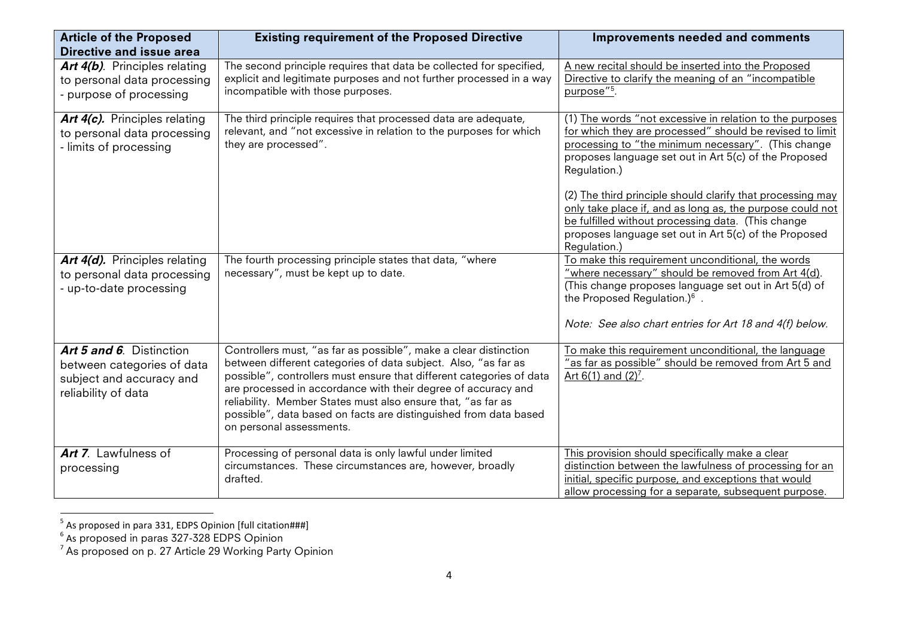| Article of the Proposed Directive and issue area | Existing requirement of the Proposed Directive | Improvements needed and comments |
|---|---|---|
| ***Art 4(b)***. Principles relating to personal data processing - purpose of processing | The second principle requires that data be collected for specified, explicit and legitimate purposes and not further processed in a way incompatible with those purposes. | A new recital should be inserted into the Proposed Directive to clarify the meaning of an "incompatible purpose"[5]. |
| ***Art 4(c).*** Principles relating to personal data processing - limits of processing | The third principle requires that processed data are adequate, relevant, and "not excessive in relation to the purposes for which they are processed". | (1) The words "not excessive in relation to the purposes for which they are processed" should be revised to limit processing to "the minimum necessary". (This change proposes language set out in Art 5(c) of the Proposed Regulation.)<br><br>(2) The third principle should clarify that processing may only take place if, and as long as, the purpose could not be fulfilled without processing data. (This change proposes language set out in Art 5(c) of the Proposed Regulation.) |
| ***Art 4(d).*** Principles relating to personal data processing - up-to-date processing | The fourth processing principle states that data, "where necessary", must be kept up to date. | To make this requirement unconditional, the words "where necessary" should be removed from Art 4(d). (This change proposes language set out in Art 5(d) of the Proposed Regulation.)[6] .<br><br>*Note: See also chart entries for Art 18 and 4(f) below.* |
| ***Art 5 and 6***. Distinction between categories of data subject and accuracy and reliability of data | Controllers must, "as far as possible", make a clear distinction between different categories of data subject. Also, "as far as possible", controllers must ensure that different categories of data are processed in accordance with their degree of accuracy and reliability. Member States must also ensure that, "as far as possible", data based on facts are distinguished from data based on personal assessments. | To make this requirement unconditional, the language "as far as possible" should be removed from Art 5 and Art 6(1) and (2)[7]. |
| ***Art 7***. Lawfulness of processing | Processing of personal data is only lawful under limited circumstances. These circumstances are, however, broadly drafted. | This provision should specifically make a clear distinction between the lawfulness of processing for an initial, specific purpose, and exceptions that would allow processing for a separate, subsequent purpose. |

[5] As proposed in para 331, EDPS Opinion [full citation###]

[6] As proposed in paras 327-328 EDPS Opinion

[7] As proposed on p. 27 Article 29 Working Party Opinion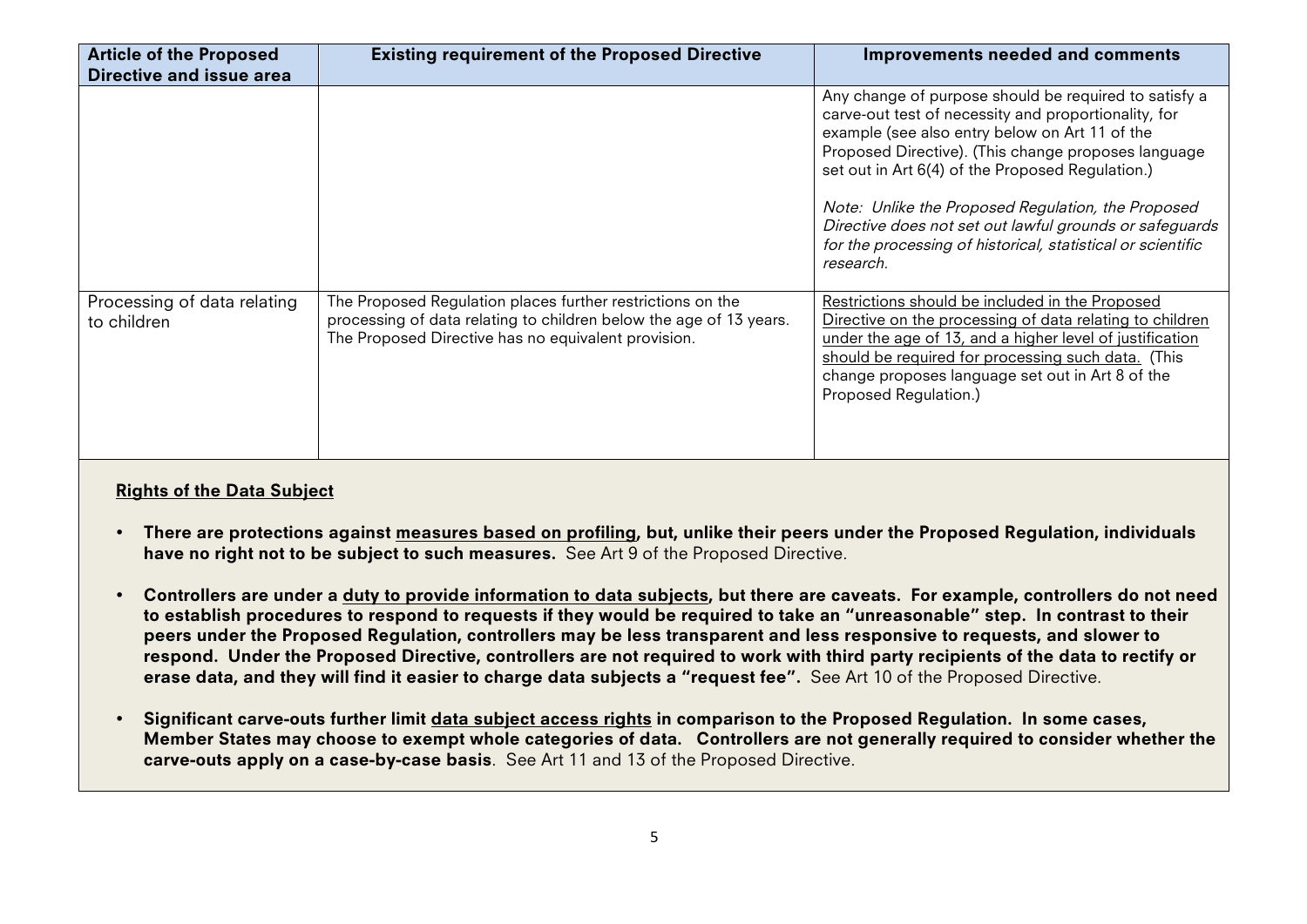| Article of the Proposed Directive and issue area | Existing requirement of the Proposed Directive | Improvements needed and comments |
| --- | --- | --- |
| | | Any change of purpose should be required to satisfy a carve-out test of necessity and proportionality, for example (see also entry below on Art 11 of the Proposed Directive). (This change proposes language set out in Art 6(4) of the Proposed Regulation.)<br><br>*Note: Unlike the Proposed Regulation, the Proposed Directive does not set out lawful grounds or safeguards for the processing of historical, statistical or scientific research.* |
| Processing of data relating to children | The Proposed Regulation places further restrictions on the processing of data relating to children below the age of 13 years. The Proposed Directive has no equivalent provision. | Restrictions should be included in the Proposed Directive on the processing of data relating to children under the age of 13, and a higher level of justification should be required for processing such data. (This change proposes language set out in Art 8 of the Proposed Regulation.) |

**Rights of the Data Subject**

- **There are protections against measures based on profiling, but, unlike their peers under the Proposed Regulation, individuals have no right not to be subject to such measures.** See Art 9 of the Proposed Directive.
- **Controllers are under a duty to provide information to data subjects, but there are caveats. For example, controllers do not need to establish procedures to respond to requests if they would be required to take an "unreasonable" step. In contrast to their peers under the Proposed Regulation, controllers may be less transparent and less responsive to requests, and slower to respond. Under the Proposed Directive, controllers are not required to work with third party recipients of the data to rectify or erase data, and they will find it easier to charge data subjects a "request fee".** See Art 10 of the Proposed Directive.
- **Significant carve-outs further limit data subject access rights in comparison to the Proposed Regulation. In some cases, Member States may choose to exempt whole categories of data. Controllers are not generally required to consider whether the carve-outs apply on a case-by-case basis**. See Art 11 and 13 of the Proposed Directive.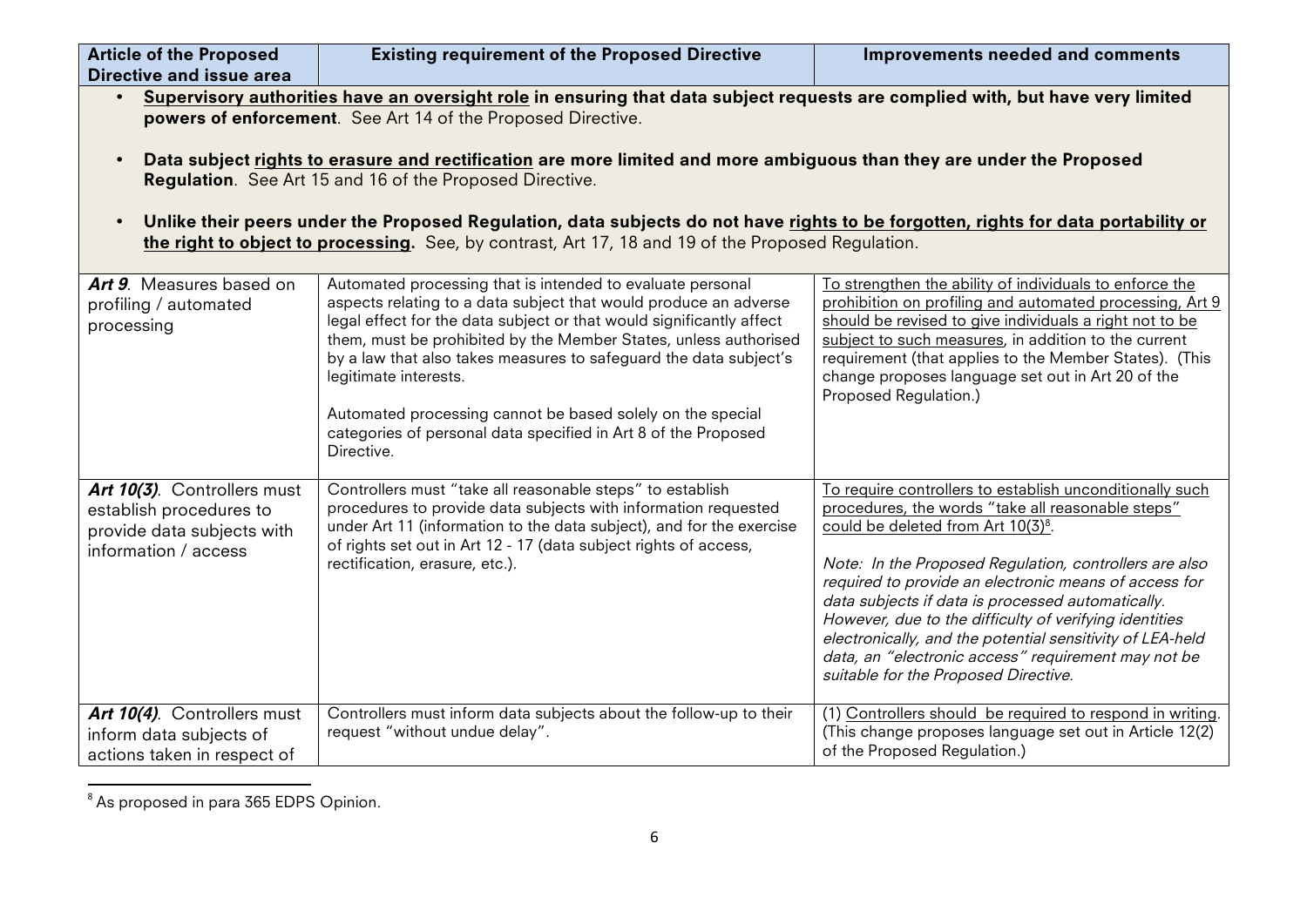| Article of the Proposed Directive and issue area | Existing requirement of the Proposed Directive | Improvements needed and comments |
| --- | --- | --- |
| • **Supervisory authorities have an oversight role in ensuring that data subject requests are complied with, but have very limited powers of enforcement**. See Art 14 of the Proposed Directive.<br><br>• **Data subject rights to erasure and rectification are more limited and more ambiguous than they are under the Proposed Regulation**. See Art 15 and 16 of the Proposed Directive.<br><br>• **Unlike their peers under the Proposed Regulation, data subjects do not have rights to be forgotten, rights for data portability or the right to object to processing.** See, by contrast, Art 17, 18 and 19 of the Proposed Regulation. | | |
| ***Art 9***. Measures based on profiling / automated processing | Automated processing that is intended to evaluate personal aspects relating to a data subject that would produce an adverse legal effect for the data subject or that would significantly affect them, must be prohibited by the Member States, unless authorised by a law that also takes measures to safeguard the data subject's legitimate interests.<br><br>Automated processing cannot be based solely on the special categories of personal data specified in Art 8 of the Proposed Directive. | To strengthen the ability of individuals to enforce the prohibition on profiling and automated processing, Art 9 should be revised to give individuals a right not to be subject to such measures, in addition to the current requirement (that applies to the Member States). (This change proposes language set out in Art 20 of the Proposed Regulation.) |
| ***Art 10(3)***. Controllers must establish procedures to provide data subjects with information / access | Controllers must "take all reasonable steps" to establish procedures to provide data subjects with information requested under Art 11 (information to the data subject), and for the exercise of rights set out in Art 12 - 17 (data subject rights of access, rectification, erasure, etc.). | To require controllers to establish unconditionally such procedures, the words "take all reasonable steps" could be deleted from Art 10(3)[8].<br><br>*Note: In the Proposed Regulation, controllers are also required to provide an electronic means of access for data subjects if data is processed automatically. However, due to the difficulty of verifying identities electronically, and the potential sensitivity of LEA-held data, an "electronic access" requirement may not be suitable for the Proposed Directive.* |
| ***Art 10(4)***. Controllers must inform data subjects of actions taken in respect of | Controllers must inform data subjects about the follow-up to their request "without undue delay". | (1) Controllers should be required to respond in writing. (This change proposes language set out in Article 12(2) of the Proposed Regulation.) |

[8] As proposed in para 365 EDPS Opinion.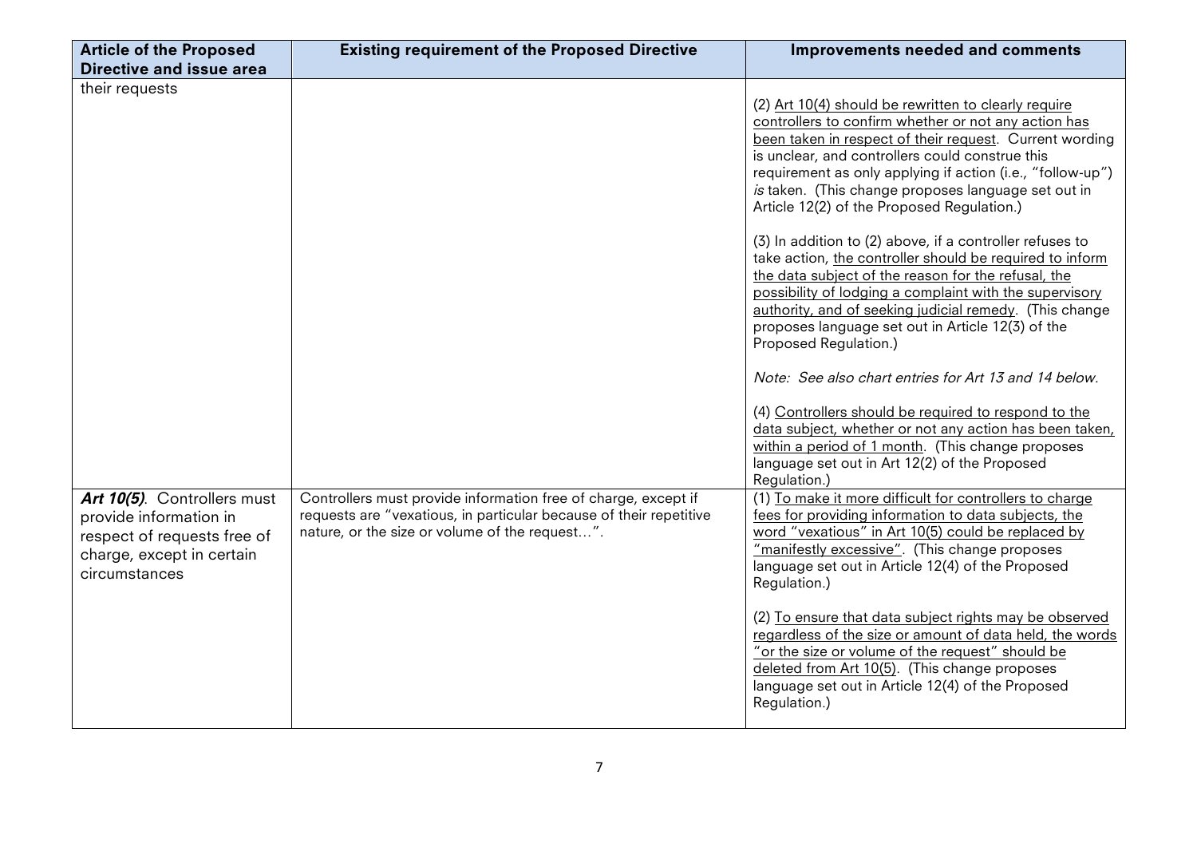| Article of the Proposed Directive and issue area | Existing requirement of the Proposed Directive | Improvements needed and comments |
|---|---|---|
| their requests | | (2) <u>Art 10(4) should be rewritten to clearly require controllers to confirm whether or not any action has been taken in respect of their request</u>. Current wording is unclear, and controllers could construe this requirement as only applying if action (i.e., "follow-up") *is* taken. (This change proposes language set out in Article 12(2) of the Proposed Regulation.)<br><br>(3) In addition to (2) above, if a controller refuses to take action, <u>the controller should be required to inform the data subject of the reason for the refusal, the possibility of lodging a complaint with the supervisory authority, and of seeking judicial remedy</u>. (This change proposes language set out in Article 12(3) of the Proposed Regulation.)<br><br>*Note: See also chart entries for Art 13 and 14 below.*<br><br>(4) <u>Controllers should be required to respond to the data subject, whether or not any action has been taken, within a period of 1 month</u>. (This change proposes language set out in Art 12(2) of the Proposed Regulation.) |
| ***Art 10(5)***. Controllers must provide information in respect of requests free of charge, except in certain circumstances | Controllers must provide information free of charge, except if requests are "vexatious, in particular because of their repetitive nature, or the size or volume of the request…". | (1) <u>To make it more difficult for controllers to charge fees for providing information to data subjects, the word "vexatious" in Art 10(5) could be replaced by "manifestly excessive"</u>. (This change proposes language set out in Article 12(4) of the Proposed Regulation.)<br><br>(2) <u>To ensure that data subject rights may be observed regardless of the size or amount of data held, the words "or the size or volume of the request" should be deleted from Art 10(5)</u>. (This change proposes language set out in Article 12(4) of the Proposed Regulation.) |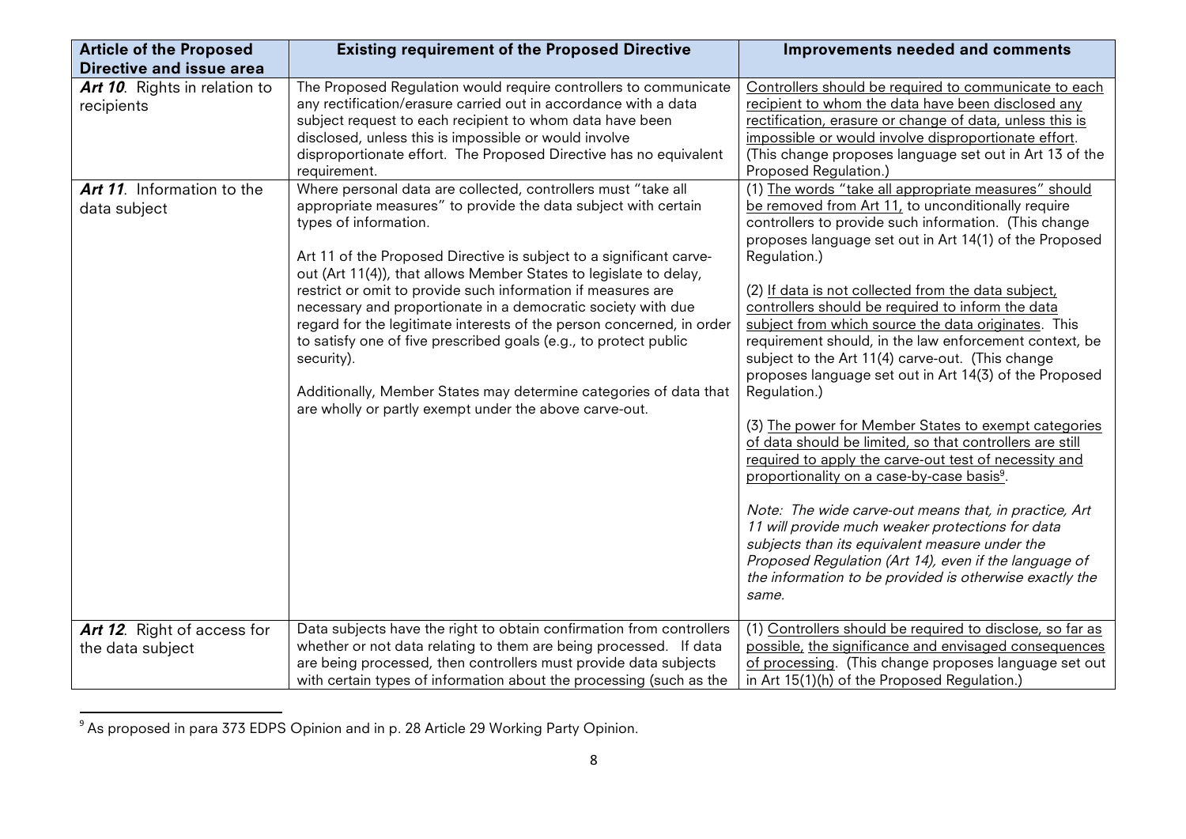| Article of the Proposed Directive and issue area | Existing requirement of the Proposed Directive | Improvements needed and comments |
|---|---|---|
| ***Art 10***. Rights in relation to recipients | The Proposed Regulation would require controllers to communicate any rectification/erasure carried out in accordance with a data subject request to each recipient to whom data have been disclosed, unless this is impossible or would involve disproportionate effort. The Proposed Directive has no equivalent requirement. | Controllers should be required to communicate to each recipient to whom the data have been disclosed any rectification, erasure or change of data, unless this is impossible or would involve disproportionate effort. (This change proposes language set out in Art 13 of the Proposed Regulation.) |
| ***Art 11***. Information to the data subject | Where personal data are collected, controllers must "take all appropriate measures" to provide the data subject with certain types of information.<br><br>Art 11 of the Proposed Directive is subject to a significant carve-out (Art 11(4)), that allows Member States to legislate to delay, restrict or omit to provide such information if measures are necessary and proportionate in a democratic society with due regard for the legitimate interests of the person concerned, in order to satisfy one of five prescribed goals (e.g., to protect public security).<br><br>Additionally, Member States may determine categories of data that are wholly or partly exempt under the above carve-out. | (1) The words "take all appropriate measures" should be removed from Art 11, to unconditionally require controllers to provide such information. (This change proposes language set out in Art 14(1) of the Proposed Regulation.)<br><br>(2) If data is not collected from the data subject, controllers should be required to inform the data subject from which source the data originates. This requirement should, in the law enforcement context, be subject to the Art 11(4) carve-out. (This change proposes language set out in Art 14(3) of the Proposed Regulation.)<br><br>(3) The power for Member States to exempt categories of data should be limited, so that controllers are still required to apply the carve-out test of necessity and proportionality on a case-by-case basis[9].<br><br>*Note: The wide carve-out means that, in practice, Art 11 will provide much weaker protections for data subjects than its equivalent measure under the Proposed Regulation (Art 14), even if the language of the information to be provided is otherwise exactly the same.* |
| ***Art 12***. Right of access for the data subject | Data subjects have the right to obtain confirmation from controllers whether or not data relating to them are being processed. If data are being processed, then controllers must provide data subjects with certain types of information about the processing (such as the | (1) Controllers should be required to disclose, so far as possible, the significance and envisaged consequences of processing. (This change proposes language set out in Art 15(1)(h) of the Proposed Regulation.) |

[9] As proposed in para 373 EDPS Opinion and in p. 28 Article 29 Working Party Opinion.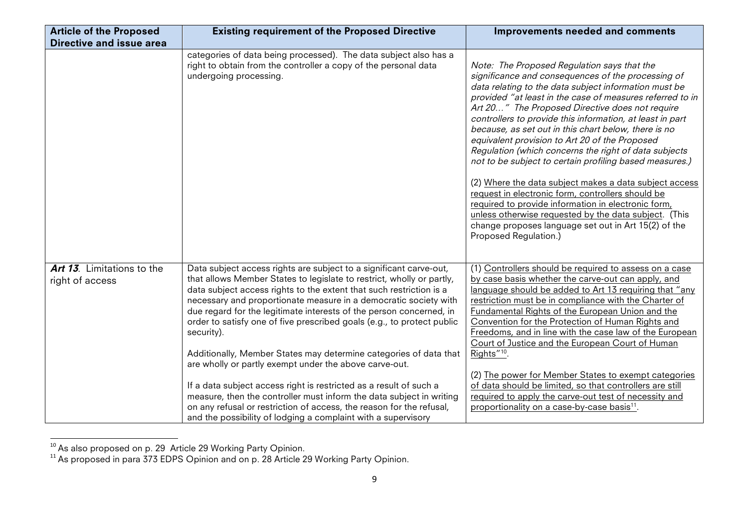| Article of the Proposed Directive and issue area | Existing requirement of the Proposed Directive | Improvements needed and comments |
| --- | --- | --- |
| | categories of data being processed). The data subject also has a right to obtain from the controller a copy of the personal data undergoing processing. | *Note: The Proposed Regulation says that the significance and consequences of the processing of data relating to the data subject information must be provided "at least in the case of measures referred to in Art 20…" The Proposed Directive does not require controllers to provide this information, at least in part because, as set out in this chart below, there is no equivalent provision to Art 20 of the Proposed Regulation (which concerns the right of data subjects not to be subject to certain profiling based measures.)*<br><br>(2) <u>Where the data subject makes a data subject access request in electronic form, controllers should be required to provide information in electronic form, unless otherwise requested by the data subject</u>. (This change proposes language set out in Art 15(2) of the Proposed Regulation.) |
| ***Art 13***. Limitations to the right of access | Data subject access rights are subject to a significant carve-out, that allows Member States to legislate to restrict, wholly or partly, data subject access rights to the extent that such restriction is a necessary and proportionate measure in a democratic society with due regard for the legitimate interests of the person concerned, in order to satisfy one of five prescribed goals (e.g., to protect public security).<br><br>Additionally, Member States may determine categories of data that are wholly or partly exempt under the above carve-out.<br><br>If a data subject access right is restricted as a result of such a measure, then the controller must inform the data subject in writing on any refusal or restriction of access, the reason for the refusal, and the possibility of lodging a complaint with a supervisory | (1) <u>Controllers should be required to assess on a case by case basis whether the carve-out can apply, and language should be added to Art 13 requiring that "any restriction must be in compliance with the Charter of Fundamental Rights of the European Union and the Convention for the Protection of Human Rights and Freedoms, and in line with the case law of the European Court of Justice and the European Court of Human Rights"</u>[10].<br><br>(2) <u>The power for Member States to exempt categories of data should be limited, so that controllers are still required to apply the carve-out test of necessity and proportionality on a case-by-case basis</u>[11]. |

[10] As also proposed on p. 29 Article 29 Working Party Opinion.

[11] As proposed in para 373 EDPS Opinion and on p. 28 Article 29 Working Party Opinion.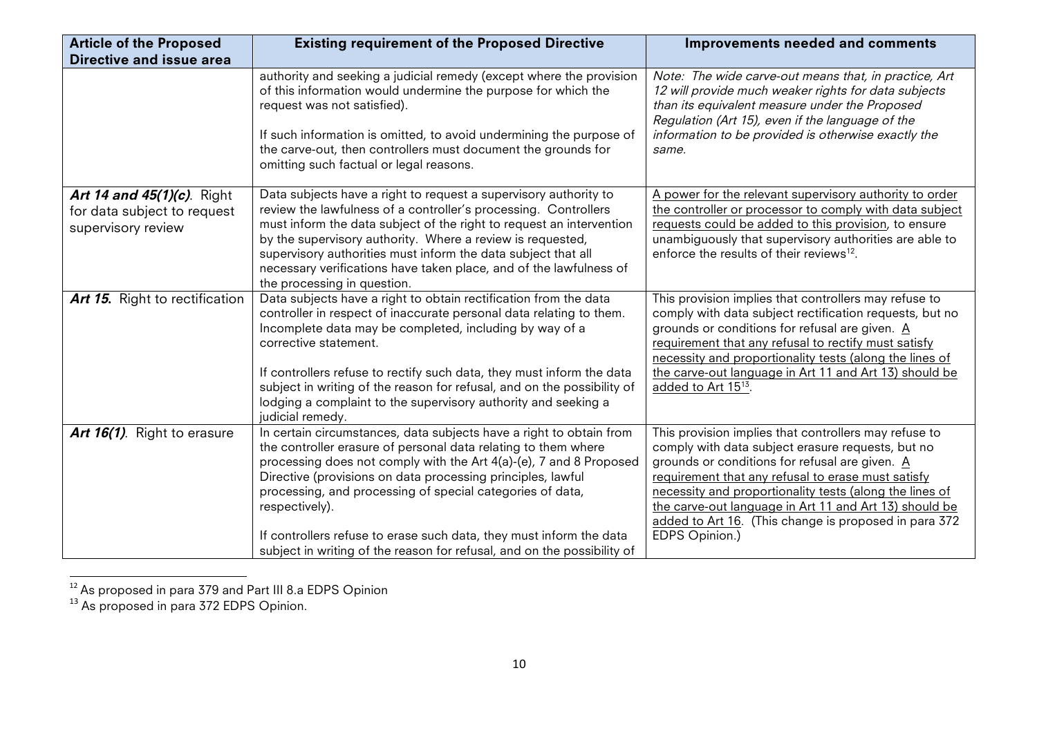| Article of the Proposed Directive and issue area | Existing requirement of the Proposed Directive | Improvements needed and comments |
|---|---|---|
| | authority and seeking a judicial remedy (except where the provision of this information would undermine the purpose for which the request was not satisfied).<br><br>If such information is omitted, to avoid undermining the purpose of the carve-out, then controllers must document the grounds for omitting such factual or legal reasons. | *Note: The wide carve-out means that, in practice, Art 12 will provide much weaker rights for data subjects than its equivalent measure under the Proposed Regulation (Art 15), even if the language of the information to be provided is otherwise exactly the same.* |
| ***Art 14 and 45(1)(c)***. Right for data subject to request supervisory review | Data subjects have a right to request a supervisory authority to review the lawfulness of a controller's processing. Controllers must inform the data subject of the right to request an intervention by the supervisory authority. Where a review is requested, supervisory authorities must inform the data subject that all necessary verifications have taken place, and of the lawfulness of the processing in question. | <u>A power for the relevant supervisory authority to order the controller or processor to comply with data subject requests could be added to this provision</u>, to ensure unambiguously that supervisory authorities are able to enforce the results of their reviews[12]. |
| ***Art 15.*** Right to rectification | Data subjects have a right to obtain rectification from the data controller in respect of inaccurate personal data relating to them. Incomplete data may be completed, including by way of a corrective statement.<br><br>If controllers refuse to rectify such data, they must inform the data subject in writing of the reason for refusal, and on the possibility of lodging a complaint to the supervisory authority and seeking a judicial remedy. | This provision implies that controllers may refuse to comply with data subject rectification requests, but no grounds or conditions for refusal are given. <u>A requirement that any refusal to rectify must satisfy necessity and proportionality tests (along the lines of the carve-out language in Art 11 and Art 13) should be added to Art 15</u>[13]. |
| ***Art 16(1)***. Right to erasure | In certain circumstances, data subjects have a right to obtain from the controller erasure of personal data relating to them where processing does not comply with the Art 4(a)-(e), 7 and 8 Proposed Directive (provisions on data processing principles, lawful processing, and processing of special categories of data, respectively).<br><br>If controllers refuse to erase such data, they must inform the data subject in writing of the reason for refusal, and on the possibility of | This provision implies that controllers may refuse to comply with data subject erasure requests, but no grounds or conditions for refusal are given. <u>A requirement that any refusal to erase must satisfy necessity and proportionality tests (along the lines of the carve-out language in Art 11 and Art 13) should be added to Art 16</u>. (This change is proposed in para 372 EDPS Opinion.) |

[12] As proposed in para 379 and Part III 8.a EDPS Opinion

[13] As proposed in para 372 EDPS Opinion.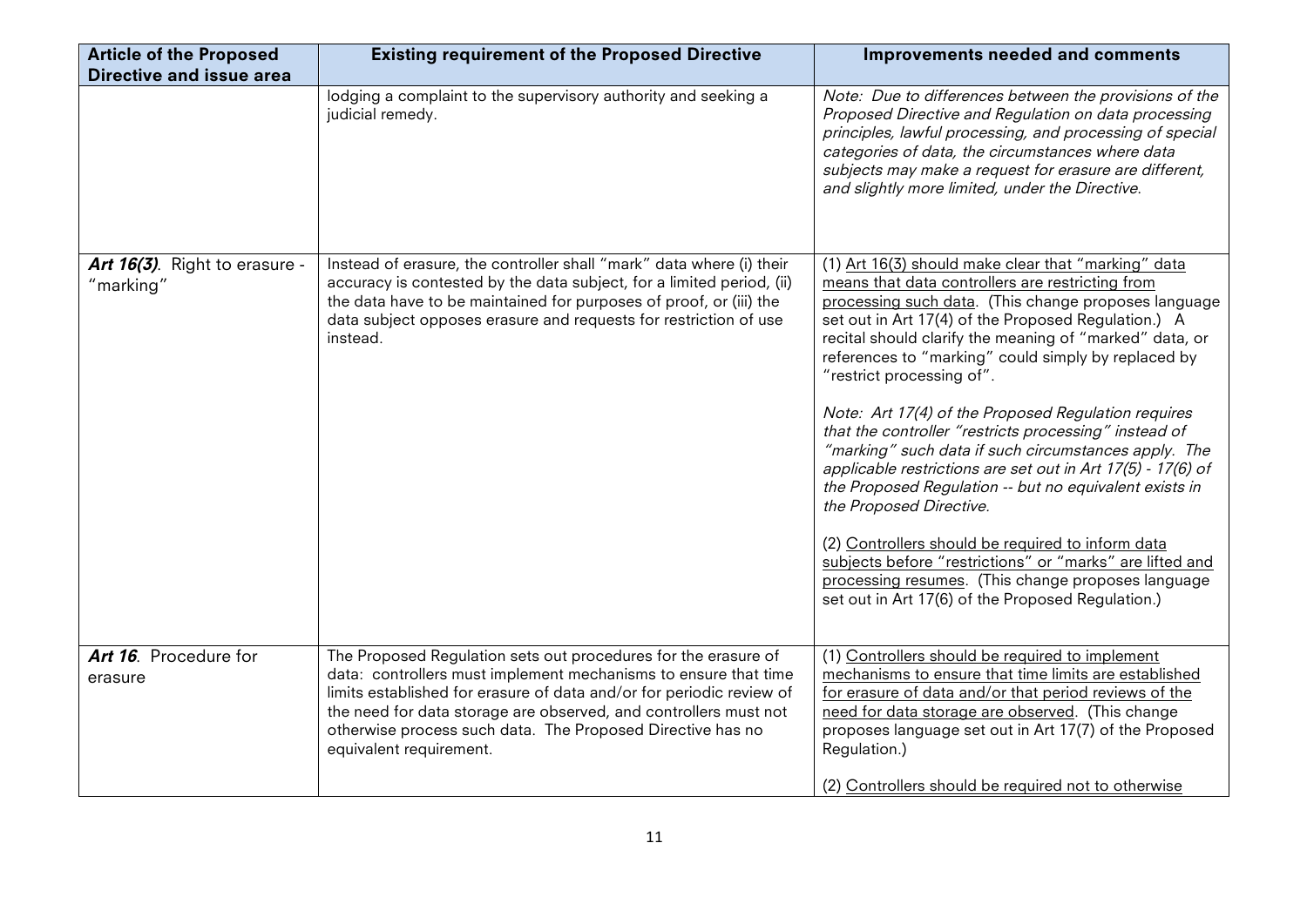| Article of the Proposed Directive and issue area | Existing requirement of the Proposed Directive | Improvements needed and comments |
|---|---|---|
| | lodging a complaint to the supervisory authority and seeking a judicial remedy. | *Note: Due to differences between the provisions of the Proposed Directive and Regulation on data processing principles, lawful processing, and processing of special categories of data, the circumstances where data subjects may make a request for erasure are different, and slightly more limited, under the Directive.* |
| ***Art 16(3)***. Right to erasure - "marking" | Instead of erasure, the controller shall "mark" data where (i) their accuracy is contested by the data subject, for a limited period, (ii) the data have to be maintained for purposes of proof, or (iii) the data subject opposes erasure and requests for restriction of use instead. | (1) Art 16(3) should make clear that "marking" data means that data controllers are restricting from processing such data. (This change proposes language set out in Art 17(4) of the Proposed Regulation.) A recital should clarify the meaning of "marked" data, or references to "marking" could simply by replaced by "restrict processing of".<br><br>*Note: Art 17(4) of the Proposed Regulation requires that the controller "restricts processing" instead of "marking" such data if such circumstances apply. The applicable restrictions are set out in Art 17(5) - 17(6) of the Proposed Regulation -- but no equivalent exists in the Proposed Directive.*<br><br>(2) Controllers should be required to inform data subjects before "restrictions" or "marks" are lifted and processing resumes. (This change proposes language set out in Art 17(6) of the Proposed Regulation.) |
| ***Art 16***. Procedure for erasure | The Proposed Regulation sets out procedures for the erasure of data: controllers must implement mechanisms to ensure that time limits established for erasure of data and/or for periodic review of the need for data storage are observed, and controllers must not otherwise process such data. The Proposed Directive has no equivalent requirement. | (1) Controllers should be required to implement mechanisms to ensure that time limits are established for erasure of data and/or that period reviews of the need for data storage are observed. (This change proposes language set out in Art 17(7) of the Proposed Regulation.)<br><br>(2) Controllers should be required not to otherwise |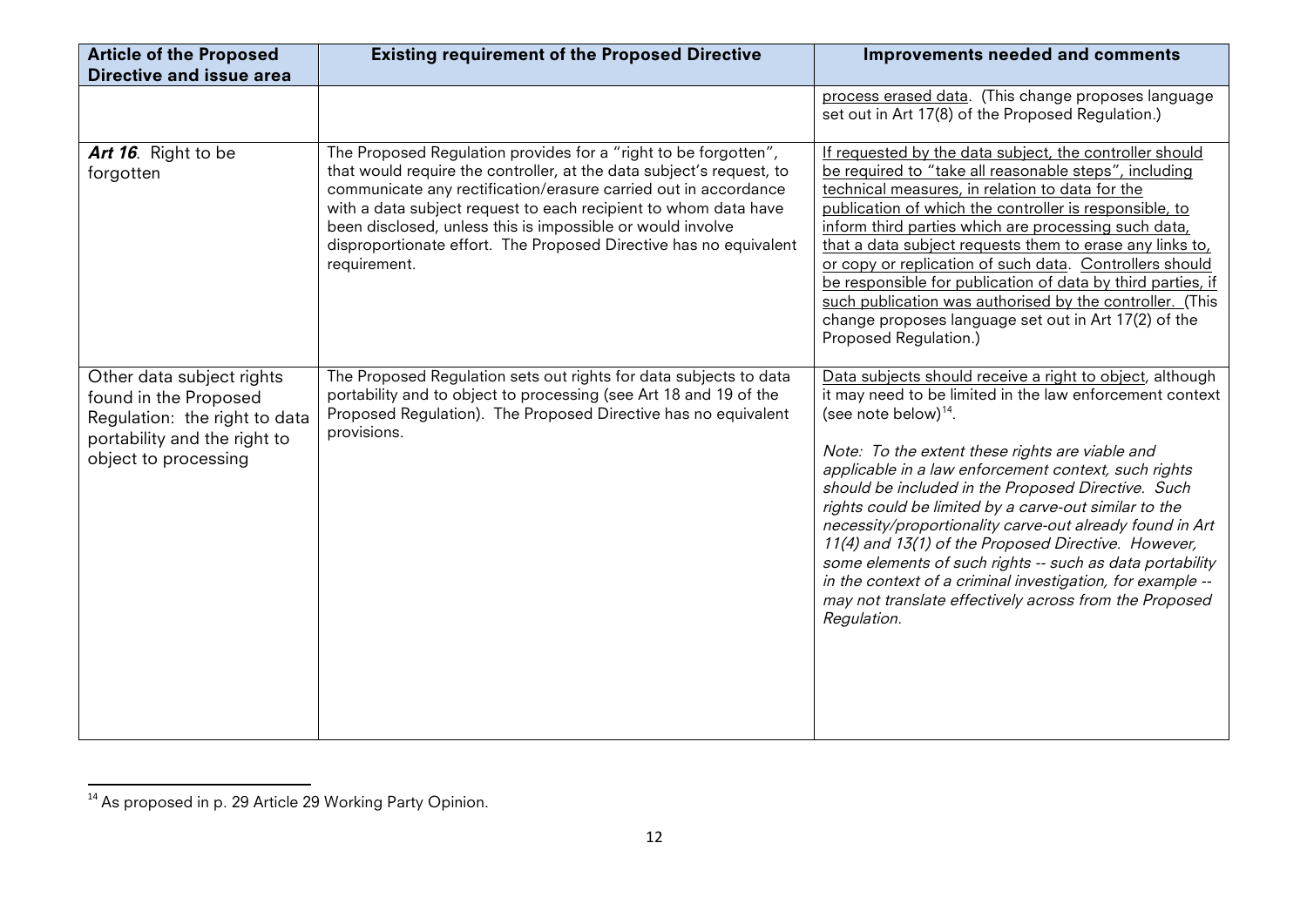| Article of the Proposed Directive and issue area | Existing requirement of the Proposed Directive | Improvements needed and comments |
|---|---|---|
| | | process erased data. (This change proposes language set out in Art 17(8) of the Proposed Regulation.) |
| ***Art 16***. Right to be forgotten | The Proposed Regulation provides for a "right to be forgotten", that would require the controller, at the data subject's request, to communicate any rectification/erasure carried out in accordance with a data subject request to each recipient to whom data have been disclosed, unless this is impossible or would involve disproportionate effort. The Proposed Directive has no equivalent requirement. | If requested by the data subject, the controller should be required to "take all reasonable steps", including technical measures, in relation to data for the publication of which the controller is responsible, to inform third parties which are processing such data, that a data subject requests them to erase any links to, or copy or replication of such data. Controllers should be responsible for publication of data by third parties, if such publication was authorised by the controller. (This change proposes language set out in Art 17(2) of the Proposed Regulation.) |
| Other data subject rights found in the Proposed Regulation: the right to data portability and the right to object to processing | The Proposed Regulation sets out rights for data subjects to data portability and to object to processing (see Art 18 and 19 of the Proposed Regulation). The Proposed Directive has no equivalent provisions. | Data subjects should receive a right to object, although it may need to be limited in the law enforcement context (see note below)[14].<br><br>*Note: To the extent these rights are viable and applicable in a law enforcement context, such rights should be included in the Proposed Directive. Such rights could be limited by a carve-out similar to the necessity/proportionality carve-out already found in Art 11(4) and 13(1) of the Proposed Directive. However, some elements of such rights -- such as data portability in the context of a criminal investigation, for example -- may not translate effectively across from the Proposed Regulation.* |

[14] As proposed in p. 29 Article 29 Working Party Opinion.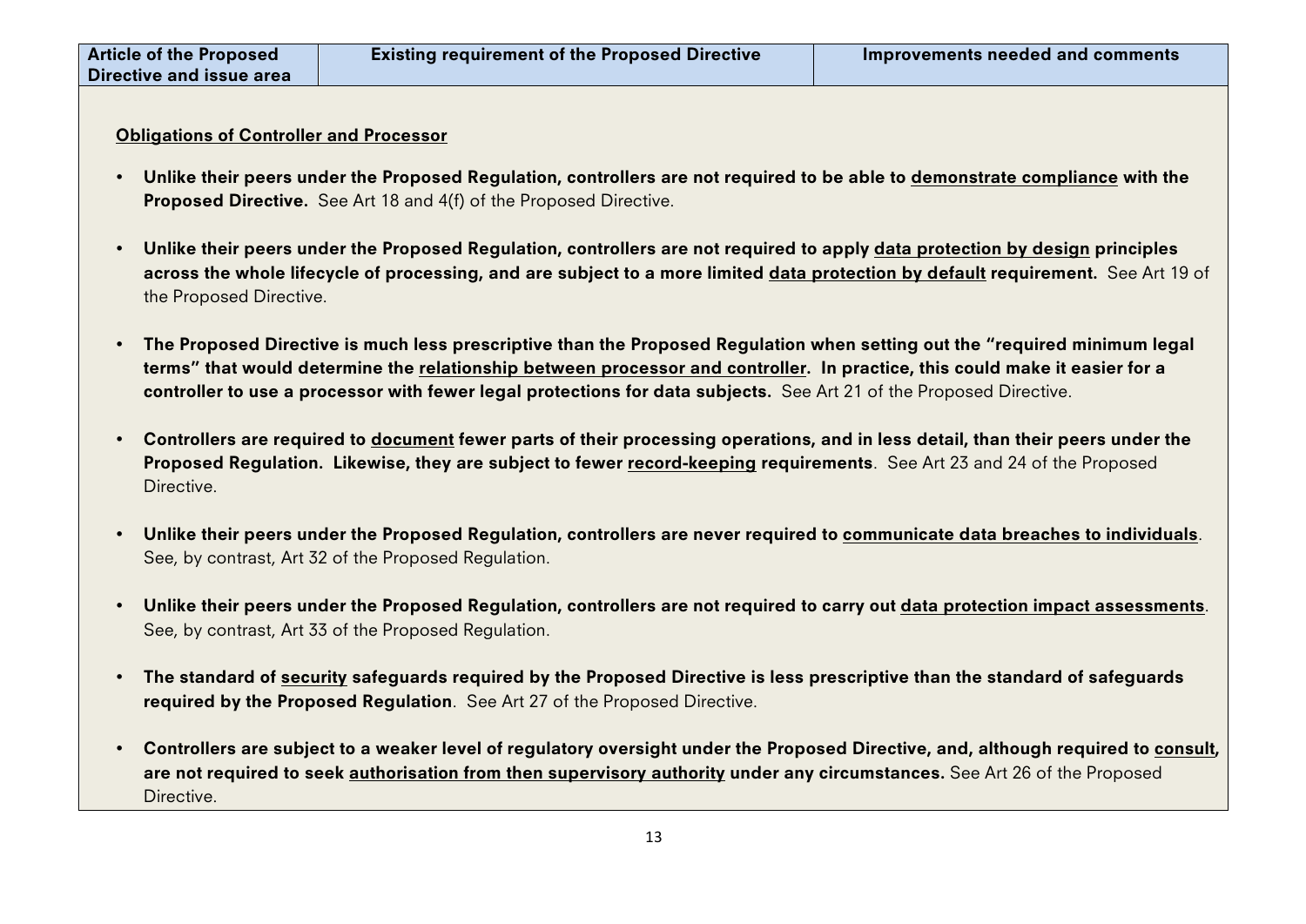| Article of the Proposed Directive and issue area | Existing requirement of the Proposed Directive | Improvements needed and comments |
| --- | --- | --- |

**Obligations of Controller and Processor**

- **Unlike their peers under the Proposed Regulation, controllers are not required to be able to demonstrate compliance with the Proposed Directive.** See Art 18 and 4(f) of the Proposed Directive.
- **Unlike their peers under the Proposed Regulation, controllers are not required to apply data protection by design principles across the whole lifecycle of processing, and are subject to a more limited data protection by default requirement.** See Art 19 of the Proposed Directive.
- **The Proposed Directive is much less prescriptive than the Proposed Regulation when setting out the "required minimum legal terms" that would determine the relationship between processor and controller. In practice, this could make it easier for a controller to use a processor with fewer legal protections for data subjects.** See Art 21 of the Proposed Directive.
- **Controllers are required to document fewer parts of their processing operations, and in less detail, than their peers under the Proposed Regulation. Likewise, they are subject to fewer record-keeping requirements**. See Art 23 and 24 of the Proposed Directive.
- **Unlike their peers under the Proposed Regulation, controllers are never required to communicate data breaches to individuals**. See, by contrast, Art 32 of the Proposed Regulation.
- **Unlike their peers under the Proposed Regulation, controllers are not required to carry out data protection impact assessments**. See, by contrast, Art 33 of the Proposed Regulation.
- **The standard of security safeguards required by the Proposed Directive is less prescriptive than the standard of safeguards required by the Proposed Regulation**. See Art 27 of the Proposed Directive.
- **Controllers are subject to a weaker level of regulatory oversight under the Proposed Directive, and, although required to consult, are not required to seek authorisation from then supervisory authority under any circumstances.** See Art 26 of the Proposed Directive.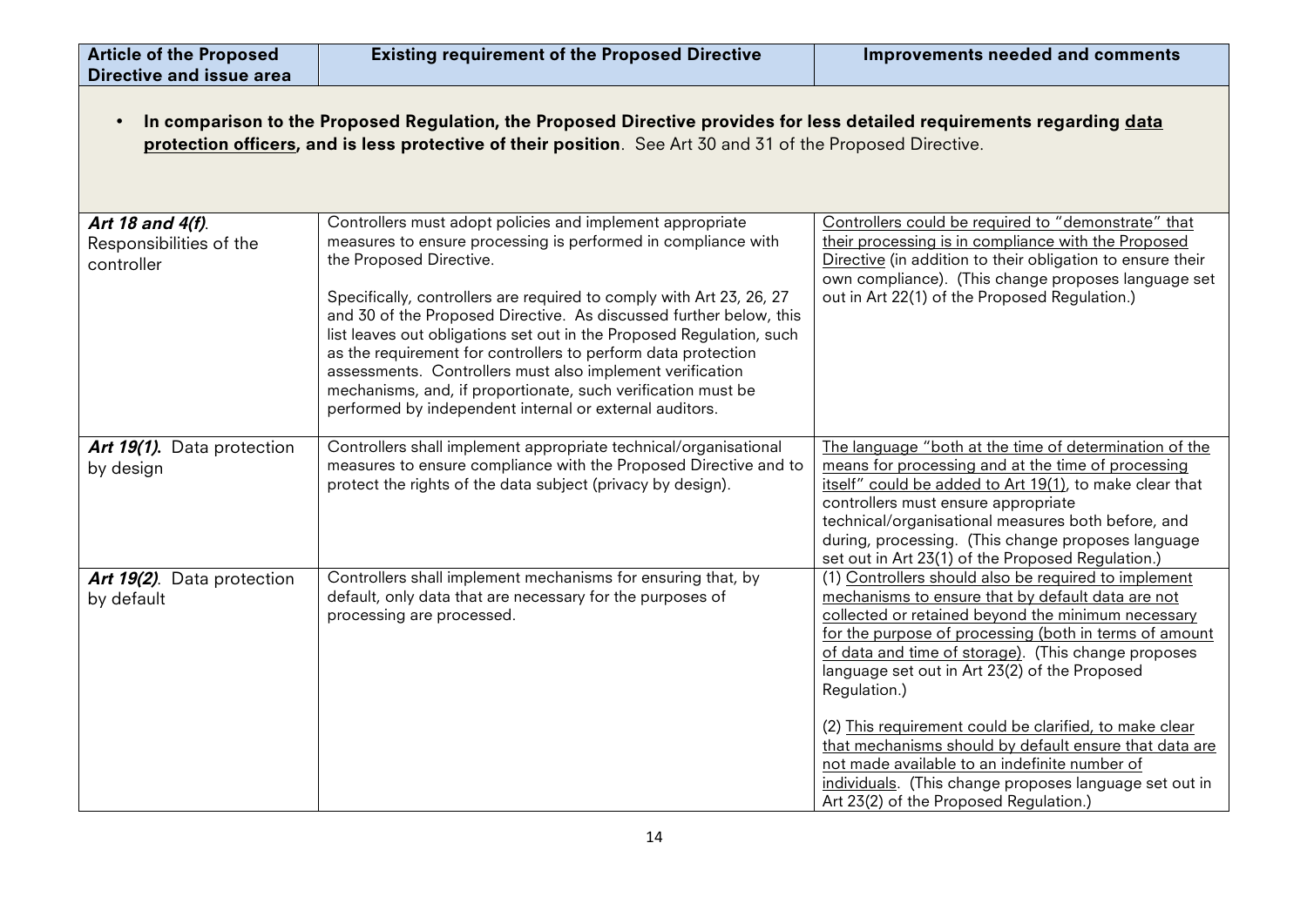| Article of the Proposed Directive and issue area | Existing requirement of the Proposed Directive | Improvements needed and comments |
| --- | --- | --- |
| • **In comparison to the Proposed Regulation, the Proposed Directive provides for less detailed requirements regarding data protection officers, and is less protective of their position**. See Art 30 and 31 of the Proposed Directive. | | |
| ***Art 18 and 4(f)***. Responsibilities of the controller | Controllers must adopt policies and implement appropriate measures to ensure processing is performed in compliance with the Proposed Directive.<br><br>Specifically, controllers are required to comply with Art 23, 26, 27 and 30 of the Proposed Directive. As discussed further below, this list leaves out obligations set out in the Proposed Regulation, such as the requirement for controllers to perform data protection assessments. Controllers must also implement verification mechanisms, and, if proportionate, such verification must be performed by independent internal or external auditors. | Controllers could be required to "demonstrate" that their processing is in compliance with the Proposed Directive (in addition to their obligation to ensure their own compliance). (This change proposes language set out in Art 22(1) of the Proposed Regulation.) |
| ***Art 19(1).*** Data protection by design | Controllers shall implement appropriate technical/organisational measures to ensure compliance with the Proposed Directive and to protect the rights of the data subject (privacy by design). | The language "both at the time of determination of the means for processing and at the time of processing itself" could be added to Art 19(1), to make clear that controllers must ensure appropriate technical/organisational measures both before, and during, processing. (This change proposes language set out in Art 23(1) of the Proposed Regulation.) |
| ***Art 19(2)***. Data protection by default | Controllers shall implement mechanisms for ensuring that, by default, only data that are necessary for the purposes of processing are processed. | (1) Controllers should also be required to implement mechanisms to ensure that by default data are not collected or retained beyond the minimum necessary for the purpose of processing (both in terms of amount of data and time of storage). (This change proposes language set out in Art 23(2) of the Proposed Regulation.)<br><br>(2) This requirement could be clarified, to make clear that mechanisms should by default ensure that data are not made available to an indefinite number of individuals. (This change proposes language set out in Art 23(2) of the Proposed Regulation.) |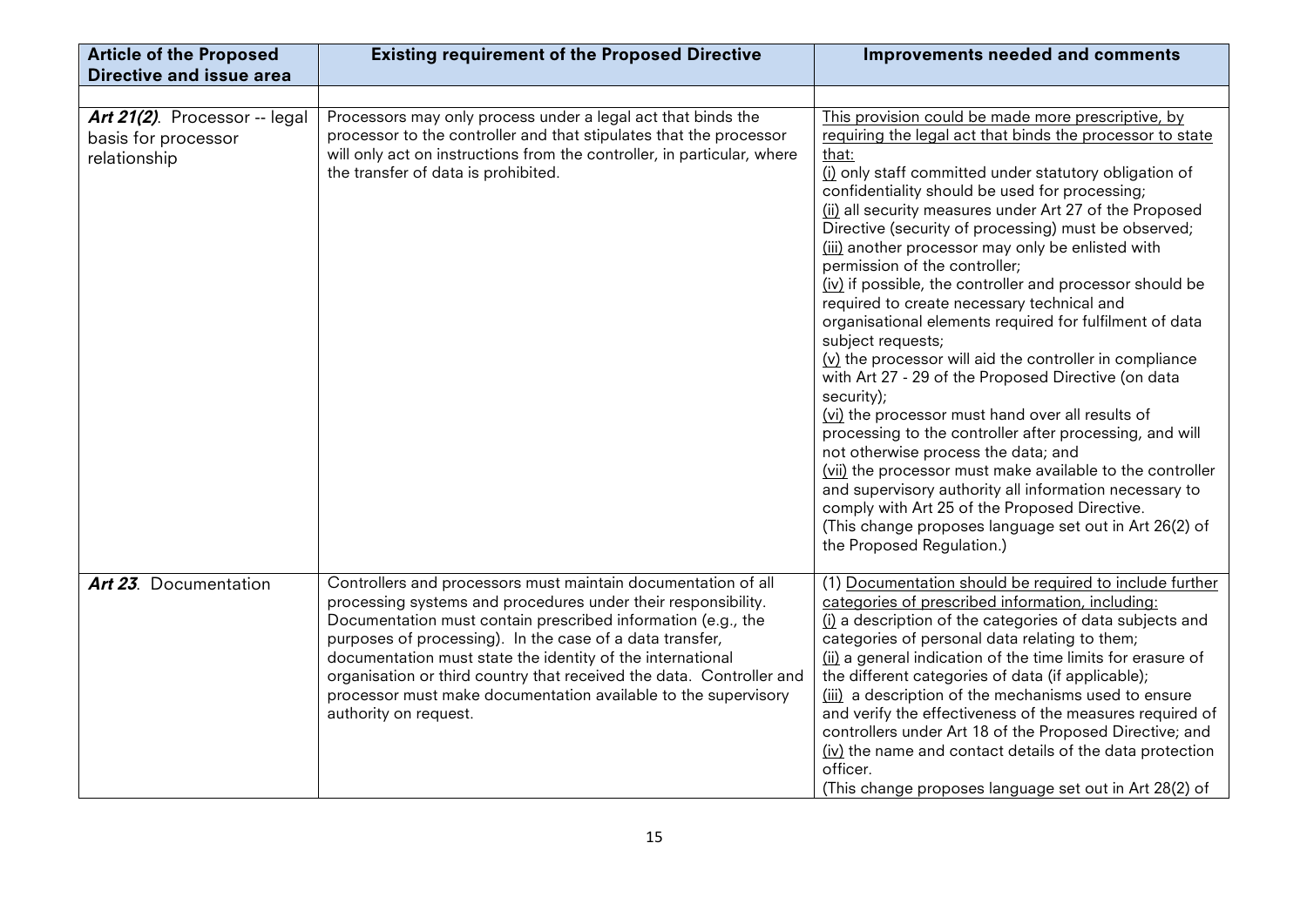| Article of the Proposed Directive and issue area | Existing requirement of the Proposed Directive | Improvements needed and comments |
|---|---|---|
| | | |
| ***Art 21(2)***. Processor -- legal basis for processor relationship | Processors may only process under a legal act that binds the processor to the controller and that stipulates that the processor will only act on instructions from the controller, in particular, where the transfer of data is prohibited. | This provision could be made more prescriptive, by requiring the legal act that binds the processor to state that:<br>(i) only staff committed under statutory obligation of confidentiality should be used for processing;<br>(ii) all security measures under Art 27 of the Proposed Directive (security of processing) must be observed;<br>(iii) another processor may only be enlisted with permission of the controller;<br>(iv) if possible, the controller and processor should be required to create necessary technical and organisational elements required for fulfilment of data subject requests;<br>(v) the processor will aid the controller in compliance with Art 27 - 29 of the Proposed Directive (on data security);<br>(vi) the processor must hand over all results of processing to the controller after processing, and will not otherwise process the data; and<br>(vii) the processor must make available to the controller and supervisory authority all information necessary to comply with Art 25 of the Proposed Directive.<br>(This change proposes language set out in Art 26(2) of the Proposed Regulation.) |
| ***Art 23***. Documentation | Controllers and processors must maintain documentation of all processing systems and procedures under their responsibility. Documentation must contain prescribed information (e.g., the purposes of processing). In the case of a data transfer, documentation must state the identity of the international organisation or third country that received the data. Controller and processor must make documentation available to the supervisory authority on request. | (1) Documentation should be required to include further categories of prescribed information, including:<br>(i) a description of the categories of data subjects and categories of personal data relating to them;<br>(ii) a general indication of the time limits for erasure of the different categories of data (if applicable);<br>(iii) a description of the mechanisms used to ensure and verify the effectiveness of the measures required of controllers under Art 18 of the Proposed Directive; and<br>(iv) the name and contact details of the data protection officer.<br>(This change proposes language set out in Art 28(2) of |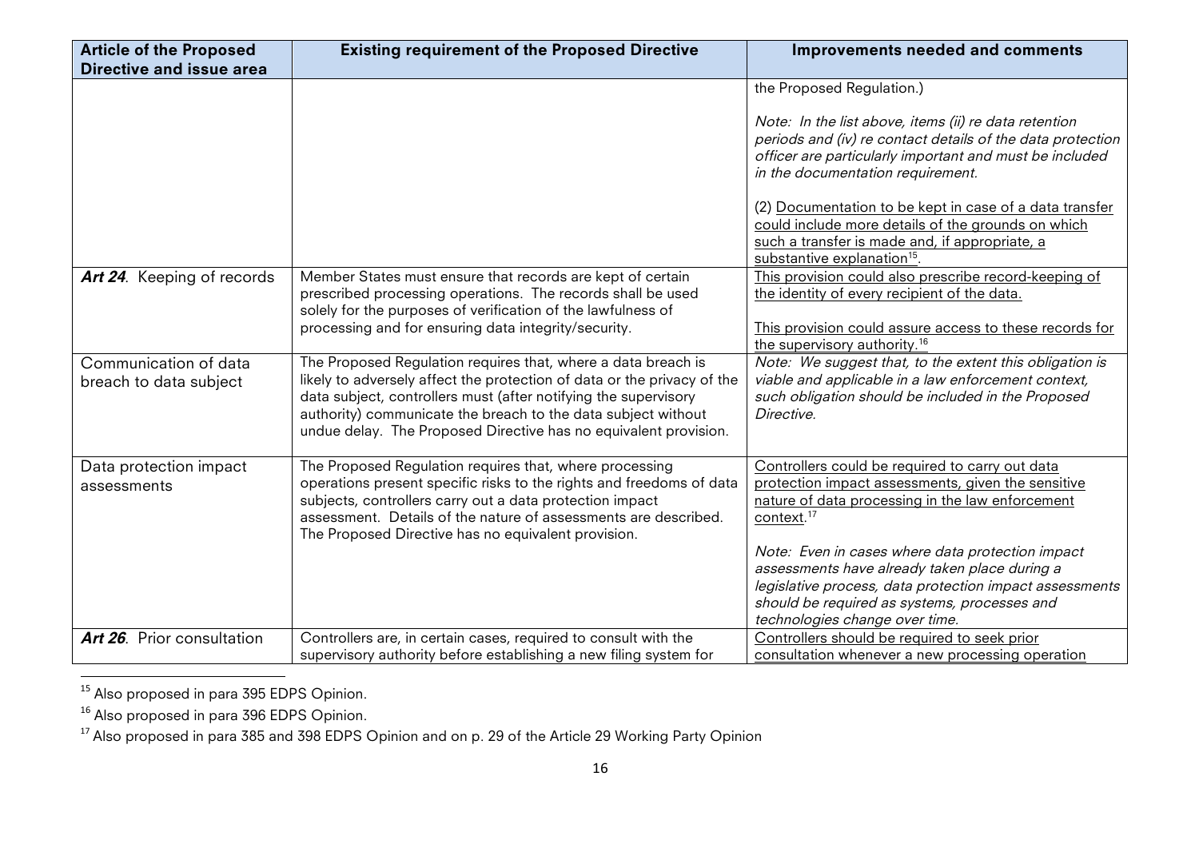| Article of the Proposed Directive and issue area | Existing requirement of the Proposed Directive | Improvements needed and comments |
|---|---|---|
| | | the Proposed Regulation.)<br><br>*Note: In the list above, items (ii) re data retention periods and (iv) re contact details of the data protection officer are particularly important and must be included in the documentation requirement.*<br><br>(2) Documentation to be kept in case of a data transfer could include more details of the grounds on which such a transfer is made and, if appropriate, a substantive explanation[15]. |
| ***Art 24**.* Keeping of records | Member States must ensure that records are kept of certain prescribed processing operations. The records shall be used solely for the purposes of verification of the lawfulness of processing and for ensuring data integrity/security. | This provision could also prescribe record-keeping of the identity of every recipient of the data.<br><br>This provision could assure access to these records for the supervisory authority.[16] |
| Communication of data breach to data subject | The Proposed Regulation requires that, where a data breach is likely to adversely affect the protection of data or the privacy of the data subject, controllers must (after notifying the supervisory authority) communicate the breach to the data subject without undue delay. The Proposed Directive has no equivalent provision. | *Note: We suggest that, to the extent this obligation is viable and applicable in a law enforcement context, such obligation should be included in the Proposed Directive.* |
| Data protection impact assessments | The Proposed Regulation requires that, where processing operations present specific risks to the rights and freedoms of data subjects, controllers carry out a data protection impact assessment. Details of the nature of assessments are described. The Proposed Directive has no equivalent provision. | Controllers could be required to carry out data protection impact assessments, given the sensitive nature of data processing in the law enforcement context.[17]<br><br>*Note: Even in cases where data protection impact assessments have already taken place during a legislative process, data protection impact assessments should be required as systems, processes and technologies change over time.* |
| ***Art 26**.* Prior consultation | Controllers are, in certain cases, required to consult with the supervisory authority before establishing a new filing system for | Controllers should be required to seek prior consultation whenever a new processing operation |

[15] Also proposed in para 395 EDPS Opinion.

[16] Also proposed in para 396 EDPS Opinion.

[17] Also proposed in para 385 and 398 EDPS Opinion and on p. 29 of the Article 29 Working Party Opinion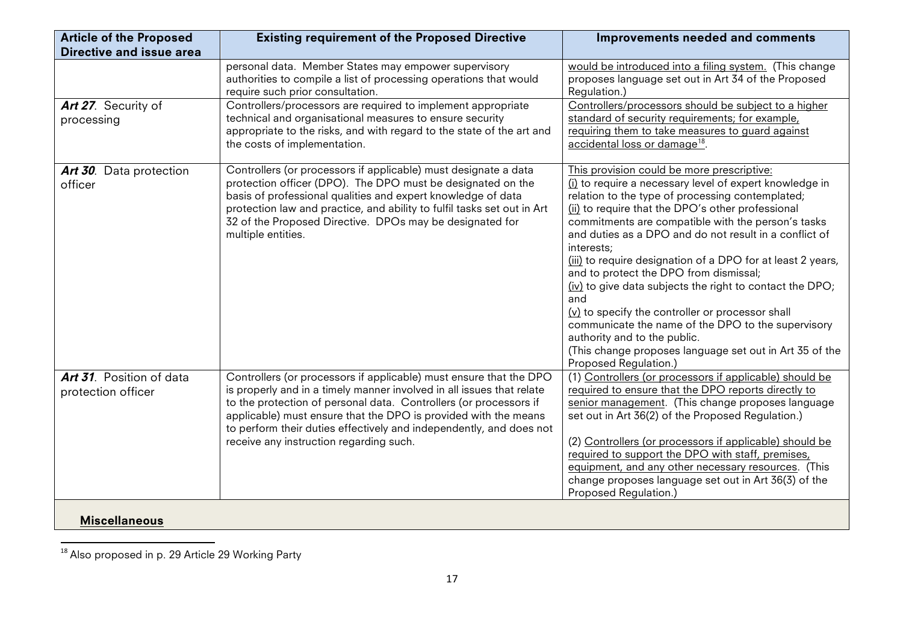| Article of the Proposed Directive and issue area | Existing requirement of the Proposed Directive | Improvements needed and comments |
|---|---|---|
| | personal data. Member States may empower supervisory authorities to compile a list of processing operations that would require such prior consultation. | would be introduced into a filing system. (This change proposes language set out in Art 34 of the Proposed Regulation.) |
| ***Art 27***. Security of processing | Controllers/processors are required to implement appropriate technical and organisational measures to ensure security appropriate to the risks, and with regard to the state of the art and the costs of implementation. | Controllers/processors should be subject to a higher standard of security requirements; for example, requiring them to take measures to guard against accidental loss or damage[18]. |
| ***Art 30***. Data protection officer | Controllers (or processors if applicable) must designate a data protection officer (DPO). The DPO must be designated on the basis of professional qualities and expert knowledge of data protection law and practice, and ability to fulfil tasks set out in Art 32 of the Proposed Directive. DPOs may be designated for multiple entities. | This provision could be more prescriptive:<br>(i) to require a necessary level of expert knowledge in relation to the type of processing contemplated;<br>(ii) to require that the DPO's other professional commitments are compatible with the person's tasks and duties as a DPO and do not result in a conflict of interests;<br>(iii) to require designation of a DPO for at least 2 years, and to protect the DPO from dismissal;<br>(iv) to give data subjects the right to contact the DPO; and<br>(v) to specify the controller or processor shall communicate the name of the DPO to the supervisory authority and to the public.<br>(This change proposes language set out in Art 35 of the Proposed Regulation.) |
| ***Art 31***. Position of data protection officer | Controllers (or processors if applicable) must ensure that the DPO is properly and in a timely manner involved in all issues that relate to the protection of personal data. Controllers (or processors if applicable) must ensure that the DPO is provided with the means to perform their duties effectively and independently, and does not receive any instruction regarding such. | (1) Controllers (or processors if applicable) should be required to ensure that the DPO reports directly to senior management. (This change proposes language set out in Art 36(2) of the Proposed Regulation.)<br><br>(2) Controllers (or processors if applicable) should be required to support the DPO with staff, premises, equipment, and any other necessary resources. (This change proposes language set out in Art 36(3) of the Proposed Regulation.) |
| **Miscellaneous** | | |

[18] Also proposed in p. 29 Article 29 Working Party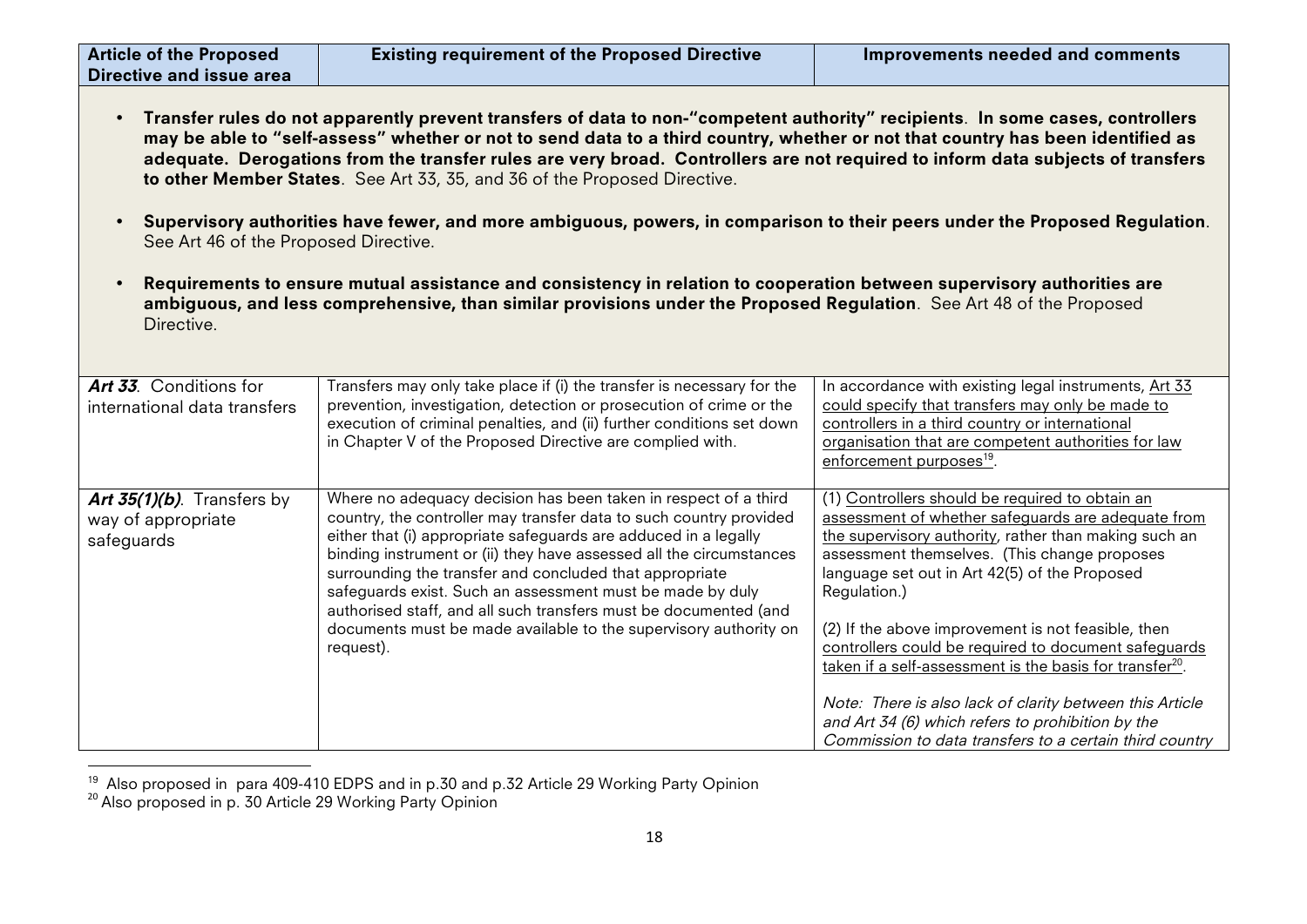| Article of the Proposed Directive and issue area | Existing requirement of the Proposed Directive | Improvements needed and comments |
|---|---|---|

- **Transfer rules do not apparently prevent transfers of data to non-"competent authority" recipients**. **In some cases, controllers may be able to "self-assess" whether or not to send data to a third country, whether or not that country has been identified as adequate. Derogations from the transfer rules are very broad. Controllers are not required to inform data subjects of transfers to other Member States**. See Art 33, 35, and 36 of the Proposed Directive.

- **Supervisory authorities have fewer, and more ambiguous, powers, in comparison to their peers under the Proposed Regulation**. See Art 46 of the Proposed Directive.

- **Requirements to ensure mutual assistance and consistency in relation to cooperation between supervisory authorities are ambiguous, and less comprehensive, than similar provisions under the Proposed Regulation**. See Art 48 of the Proposed Directive.

| Article of the Proposed Directive and issue area | Existing requirement of the Proposed Directive | Improvements needed and comments |
|---|---|---|
| ***Art 33***. Conditions for international data transfers | Transfers may only take place if (i) the transfer is necessary for the prevention, investigation, detection or prosecution of crime or the execution of criminal penalties, and (ii) further conditions set down in Chapter V of the Proposed Directive are complied with. | In accordance with existing legal instruments, Art 33 could specify that transfers may only be made to controllers in a third country or international organisation that are competent authorities for law enforcement purposes[19]. |
| ***Art 35(1)(b)***. Transfers by way of appropriate safeguards | Where no adequacy decision has been taken in respect of a third country, the controller may transfer data to such country provided either that (i) appropriate safeguards are adduced in a legally binding instrument or (ii) they have assessed all the circumstances surrounding the transfer and concluded that appropriate safeguards exist. Such an assessment must be made by duly authorised staff, and all such transfers must be documented (and documents must be made available to the supervisory authority on request). | (1) Controllers should be required to obtain an assessment of whether safeguards are adequate from the supervisory authority, rather than making such an assessment themselves. (This change proposes language set out in Art 42(5) of the Proposed Regulation.)<br><br>(2) If the above improvement is not feasible, then controllers could be required to document safeguards taken if a self-assessment is the basis for transfer[20].<br><br>*Note: There is also lack of clarity between this Article and Art 34 (6) which refers to prohibition by the Commission to data transfers to a certain third country* |

[19] Also proposed in para 409-410 EDPS and in p.30 and p.32 Article 29 Working Party Opinion

[20] Also proposed in p. 30 Article 29 Working Party Opinion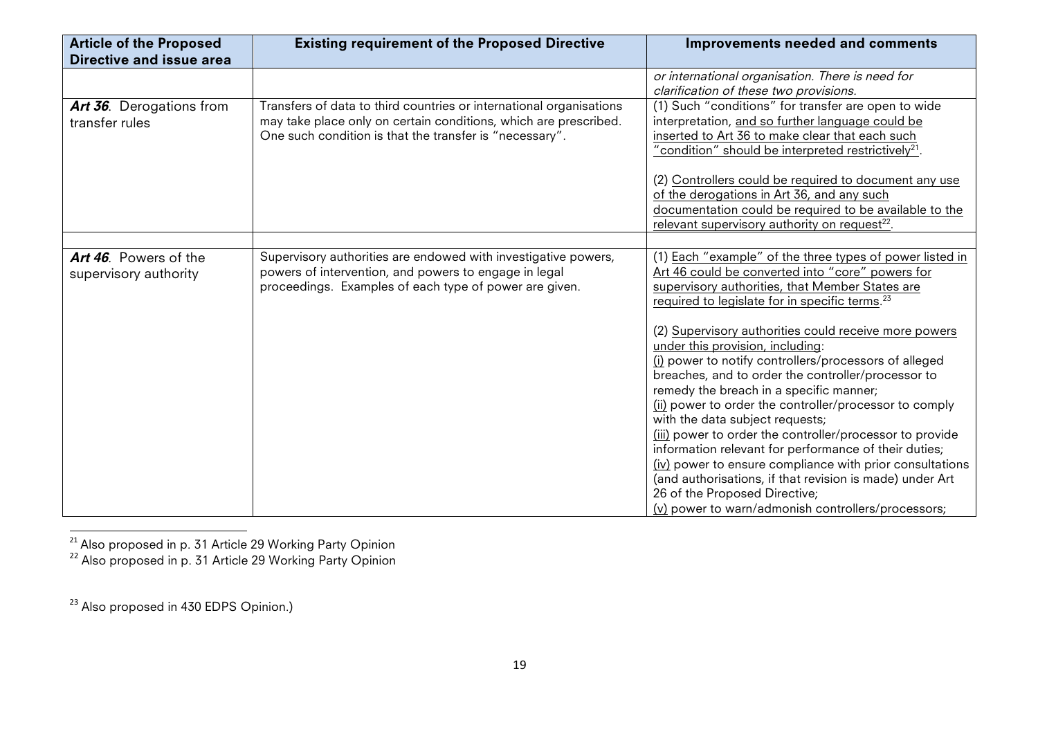| Article of the Proposed Directive and issue area | Existing requirement of the Proposed Directive | Improvements needed and comments |
|---|---|---|
| | | *or international organisation. There is need for clarification of these two provisions.* |
| ***Art 36***. Derogations from transfer rules | Transfers of data to third countries or international organisations may take place only on certain conditions, which are prescribed. One such condition is that the transfer is "necessary". | (1) Such "conditions" for transfer are open to wide interpretation, and so further language could be inserted to Art 36 to make clear that each such "condition" should be interpreted restrictively[21].<br><br>(2) Controllers could be required to document any use of the derogations in Art 36, and any such documentation could be required to be available to the relevant supervisory authority on request[22]. |
| | | |
| ***Art 46***. Powers of the supervisory authority | Supervisory authorities are endowed with investigative powers, powers of intervention, and powers to engage in legal proceedings. Examples of each type of power are given. | (1) Each "example" of the three types of power listed in Art 46 could be converted into "core" powers for supervisory authorities, that Member States are required to legislate for in specific terms.[23]<br><br>(2) Supervisory authorities could receive more powers under this provision, including:<br>(i) power to notify controllers/processors of alleged breaches, and to order the controller/processor to remedy the breach in a specific manner;<br>(ii) power to order the controller/processor to comply with the data subject requests;<br>(iii) power to order the controller/processor to provide information relevant for performance of their duties;<br>(iv) power to ensure compliance with prior consultations (and authorisations, if that revision is made) under Art 26 of the Proposed Directive;<br>(v) power to warn/admonish controllers/processors; |

[21] Also proposed in p. 31 Article 29 Working Party Opinion

[22] Also proposed in p. 31 Article 29 Working Party Opinion

[23] Also proposed in 430 EDPS Opinion.)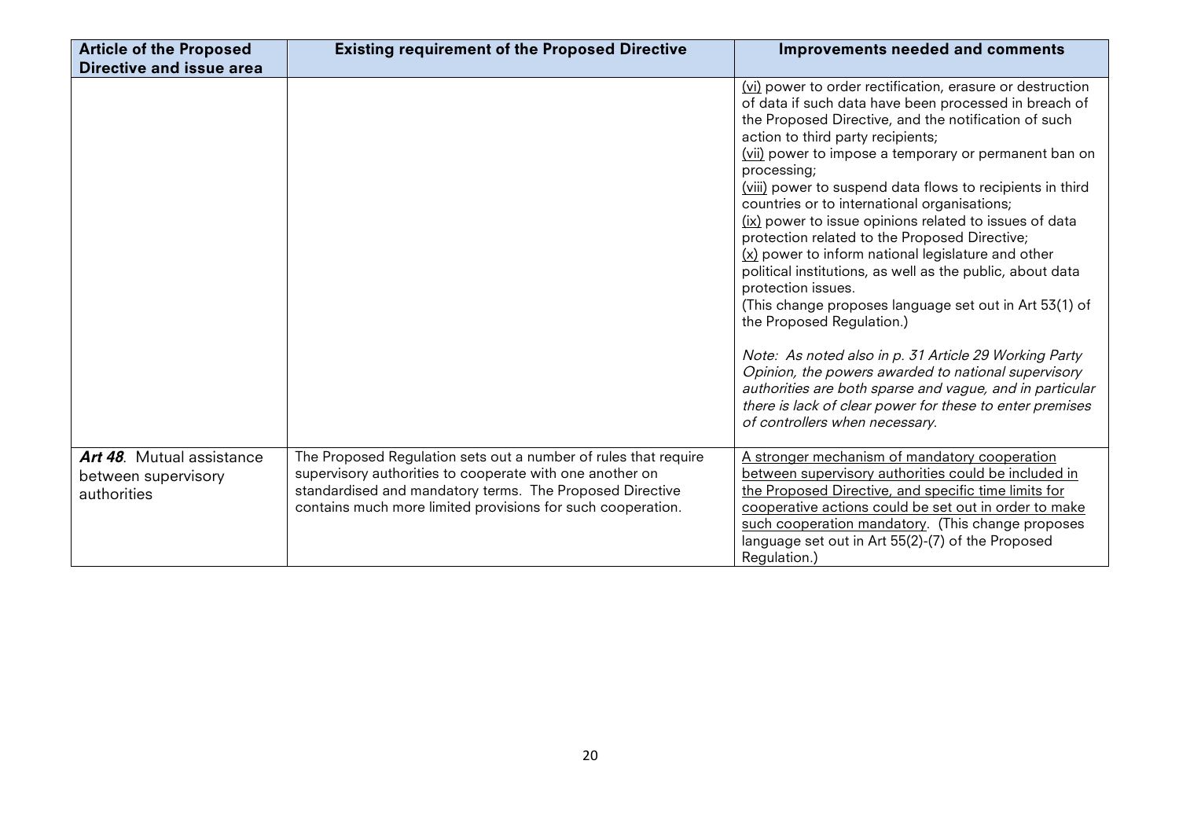| Article of the Proposed Directive and issue area | Existing requirement of the Proposed Directive | Improvements needed and comments |
| --- | --- | --- |
| | | <u>(vi)</u> power to order rectification, erasure or destruction of data if such data have been processed in breach of the Proposed Directive, and the notification of such action to third party recipients;<br><u>(vii)</u> power to impose a temporary or permanent ban on processing;<br><u>(viii)</u> power to suspend data flows to recipients in third countries or to international organisations;<br><u>(ix)</u> power to issue opinions related to issues of data protection related to the Proposed Directive;<br><u>(x)</u> power to inform national legislature and other political institutions, as well as the public, about data protection issues.<br>(This change proposes language set out in Art 53(1) of the Proposed Regulation.)<br><br>*Note: As noted also in p. 31 Article 29 Working Party Opinion, the powers awarded to national supervisory authorities are both sparse and vague, and in particular there is lack of clear power for these to enter premises of controllers when necessary.* |
| ***Art 48***. Mutual assistance between supervisory authorities | The Proposed Regulation sets out a number of rules that require supervisory authorities to cooperate with one another on standardised and mandatory terms. The Proposed Directive contains much more limited provisions for such cooperation. | <u>A stronger mechanism of mandatory cooperation between supervisory authorities could be included in the Proposed Directive, and specific time limits for cooperative actions could be set out in order to make such cooperation mandatory</u>. (This change proposes language set out in Art 55(2)-(7) of the Proposed Regulation.) |